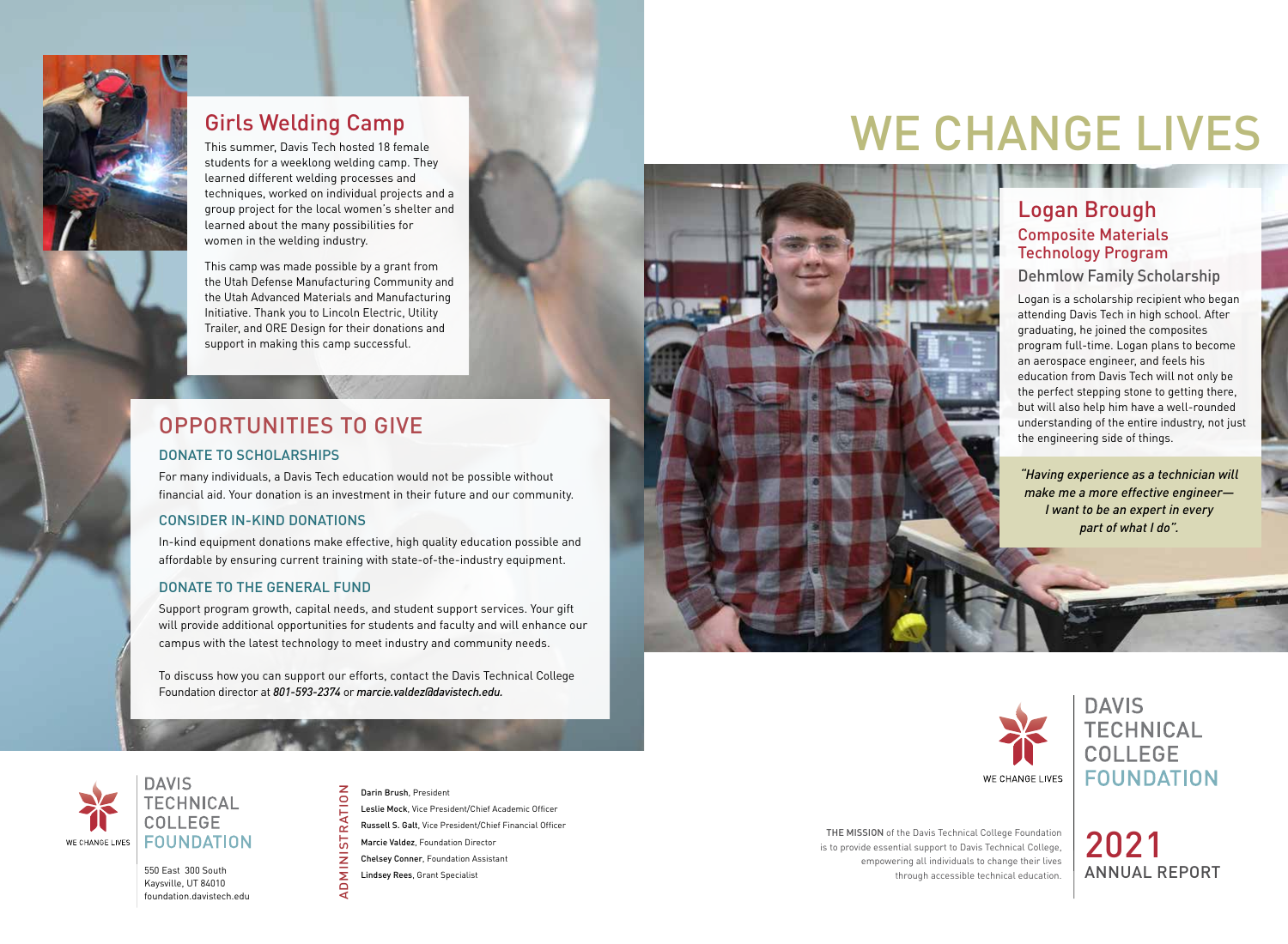## Girls Welding Camp

This summer, Davis Tech hosted 18 female students for a weeklong welding camp. They learned different welding processes and techniques, worked on individual projects and a group project for the local women's shelter and learned about the many possibilities for women in the welding industry.

This camp was made possible by a grant from the Utah Defense Manufacturing Community and the Utah Advanced Materials and Manufacturing Initiative. Thank you to Lincoln Electric, Utility Trailer, and ORE Design for their donations and support in making this camp successful.

## OPPORTUNITIES TO GIVE

### DONATE TO SCHOLARSHIPS

For many individuals, a Davis Tech education would not be possible without financial aid. Your donation is an investment in their future and our community.

### CONSIDER IN-KIND DONATIONS

In-kind equipment donations make effective, high quality education possible and affordable by ensuring current training with state-of-the-industry equipment.

### DONATE TO THE GENERAL FUND

Support program growth, capital needs, and student support services. Your gift will provide additional opportunities for students and faculty and will enhance our campus with the latest technology to meet industry and community needs.

To discuss how you can support our efforts, contact the Davis Technical College Foundation director at *801-593-2374* or *marcie.valdez@davistech.edu.*

DAVIS TECHNICAL COLLEGE FOUNDATION

WE CHANGE LIVES

550 East 300 South
Kaysville, UT 84010
foundation.davistech.edu

### ADMINISTRATION

**Darin Brush**, President
**Leslie Mock**, Vice President/Chief Academic Officer
**Russell S. Galt**, Vice President/Chief Financial Officer
**Marcie Valdez**, Foundation Director
**Chelsey Conner**, Foundation Assistant
**Lindsey Rees**, Grant Specialist

# WE CHANGE LIVES

## Logan Brough

### Composite Materials Technology Program

### Dehmlow Family Scholarship

Logan is a scholarship recipient who began attending Davis Tech in high school. After graduating, he joined the composites program full-time. Logan plans to become an aerospace engineer, and feels his education from Davis Tech will not only be the perfect stepping stone to getting there, but will also help him have a well-rounded understanding of the entire industry, not just the engineering side of things.

*"Having experience as a technician will make me a more effective engineer—I want to be an expert in every part of what I do".*

DAVIS TECHNICAL COLLEGE FOUNDATION

WE CHANGE LIVES

THE MISSION of the Davis Technical College Foundation is to provide essential support to Davis Technical College, empowering all individuals to change their lives through accessible technical education.

# 2021 ANNUAL REPORT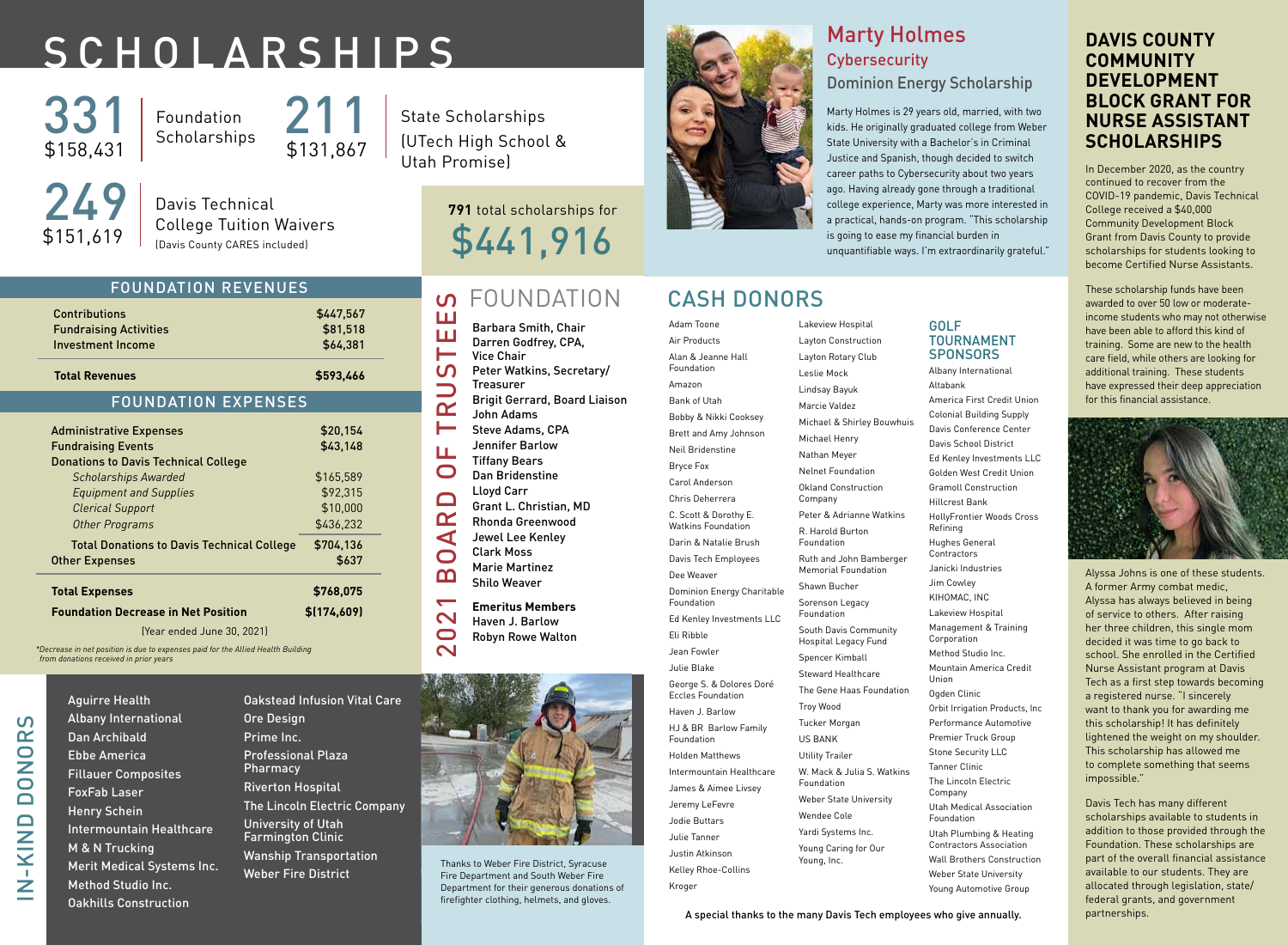# SCHOLARSHIPS

331
$158,431
Foundation Scholarships

211
$131,867
State Scholarships (UTech High School & Utah Promise)

249
$151,619
Davis Technical College Tuition Waivers
(Davis County CARES included)

**791** total scholarships for
$441,916

## FOUNDATION REVENUES

| | |
|---|---|
| Contributions | $447,567 |
| Fundraising Activities | $81,518 |
| Investment Income | $64,381 |
| **Total Revenues** | **$593,466** |

## FOUNDATION EXPENSES

| | |
|---|---|
| Administrative Expenses | $20,154 |
| Fundraising Events | $43,148 |
| Donations to Davis Technical College | |
| *Scholarships Awarded* | $165,589 |
| *Equipment and Supplies* | $92,315 |
| *Clerical Support* | $10,000 |
| *Other Programs* | $436,232 |
| Total Donations to Davis Technical College | $704,136 |
| Other Expenses | $637 |
| **Total Expenses** | **$768,075** |
| **Foundation Decrease in Net Position** | **$(174,609)** |

(Year ended June 30, 2021)

*Decrease in net position is due to expenses paid for the Allied Health Building from donations received in prior years

## 2021 BOARD OF TRUSTEES

### FOUNDATION

Barbara Smith, Chair
Darren Godfrey, CPA, Vice Chair
Peter Watkins, Secretary/Treasurer
Brigit Gerrard, Board Liaison
John Adams
Steve Adams, CPA
Jennifer Barlow
Tiffany Bears
Dan Bridenstine
Lloyd Carr
Grant L. Christian, MD
Rhonda Greenwood
Jewel Lee Kenley
Clark Moss
Marie Martinez
Shilo Weaver

**Emeritus Members**
Haven J. Barlow
Robyn Rowe Walton

## IN-KIND DONORS

Aguirre Health
Albany International
Dan Archibald
Ebbe America
Fillauer Composites
FoxFab Laser
Henry Schein
Intermountain Healthcare
M & N Trucking
Merit Medical Systems Inc.
Method Studio Inc.
Oakhills Construction
Oakstead Infusion Vital Care
Ore Design
Prime Inc.
Professional Plaza Pharmacy
Riverton Hospital
The Lincoln Electric Company
University of Utah Farmington Clinic
Wanship Transportation
Weber Fire District

Thanks to Weber Fire District, Syracuse Fire Department and South Weber Fire Department for their generous donations of firefighter clothing, helmets, and gloves.

## Marty Holmes
### Cybersecurity
### Dominion Energy Scholarship

Marty Holmes is 29 years old, married, with two kids. He originally graduated college from Weber State University with a Bachelor's in Criminal Justice and Spanish, though decided to switch career paths to Cybersecurity about two years ago. Having already gone through a traditional college experience, Marty was more interested in a practical, hands-on program. "This scholarship is going to ease my financial burden in unquantifiable ways. I'm extraordinarily grateful."

## CASH DONORS

Adam Toone
Air Products
Alan & Jeanne Hall Foundation
Amazon
Bank of Utah
Bobby & Nikki Cooksey
Brett and Amy Johnson
Neil Bridenstine
Bryce Fox
Carol Anderson
Chris Deherrera
C. Scott & Dorothy E. Watkins Foundation
Darin & Natalie Brush
Davis Tech Employees
Dee Weaver
Dominion Energy Charitable Foundation
Ed Kenley Investments LLC
Eli Ribble
Jean Fowler
Julie Blake
George S. & Dolores Doré Eccles Foundation
Haven J. Barlow
HJ & BR Barlow Family Foundation
Holden Matthews
Intermountain Healthcare
James & Aimee Livsey
Jeremy LeFevre
Jodie Buttars
Julie Tanner
Justin Atkinson
Kelley Rhoe-Collins
Kroger
Lakeview Hospital
Layton Construction
Layton Rotary Club
Leslie Mock
Lindsay Bayuk
Marcie Valdez
Michael & Shirley Bouwhuis
Michael Henry
Nathan Meyer
Nelnet Foundation
Okland Construction Company
Peter & Adrianne Watkins
R. Harold Burton Foundation
Ruth and John Bamberger Memorial Foundation
Shawn Bucher
Sorenson Legacy Foundation
South Davis Community Hospital Legacy Fund
Spencer Kimball
Steward Healthcare
The Gene Haas Foundation
Troy Wood
Tucker Morgan
US BANK
Utility Trailer
W. Mack & Julia S. Watkins Foundation
Weber State University
Wendee Cole
Yardi Systems Inc.
Young Caring for Our Young, Inc.

### GOLF TOURNAMENT SPONSORS

Albany International
Altabank
America First Credit Union
Colonial Building Supply
Davis Conference Center
Davis School District
Ed Kenley Investments LLC
Golden West Credit Union
Gramoll Construction
Hillcrest Bank
HollyFrontier Woods Cross Refining
Hughes General Contractors
Janicki Industries
Jim Cowley
KIHOMAC, INC
Lakeview Hospital
Management & Training Corporation
Method Studio Inc.
Mountain America Credit Union
Ogden Clinic
Orbit Irrigation Products, Inc
Performance Automotive
Premier Truck Group
Stone Security LLC
Tanner Clinic
The Lincoln Electric Company
Utah Medical Association Foundation
Utah Plumbing & Heating Contractors Association
Wall Brothers Construction
Weber State University
Young Automotive Group

A special thanks to the many Davis Tech employees who give annually.

## DAVIS COUNTY COMMUNITY DEVELOPMENT BLOCK GRANT FOR NURSE ASSISTANT SCHOLARSHIPS

In December 2020, as the country continued to recover from the COVID-19 pandemic, Davis Technical College received a $40,000 Community Development Block Grant from Davis County to provide scholarships for students looking to become Certified Nurse Assistants.

These scholarship funds have been awarded to over 50 low or moderate-income students who may not otherwise have been able to afford this kind of training. Some are new to the health care field, while others are looking for additional training. These students have expressed their deep appreciation for this financial assistance.

Alyssa Johns is one of these students. A former Army combat medic, Alyssa has always believed in being of service to others. After raising her three children, this single mom decided it was time to go back to school. She enrolled in the Certified Nurse Assistant program at Davis Tech as a first step towards becoming a registered nurse. "I sincerely want to thank you for awarding me this scholarship! It has definitely lightened the weight on my shoulder. This scholarship has allowed me to complete something that seems impossible."

Davis Tech has many different scholarships available to students in addition to those provided through the Foundation. These scholarships are part of the overall financial assistance available to our students. They are allocated through legislation, state/federal grants, and government partnerships.